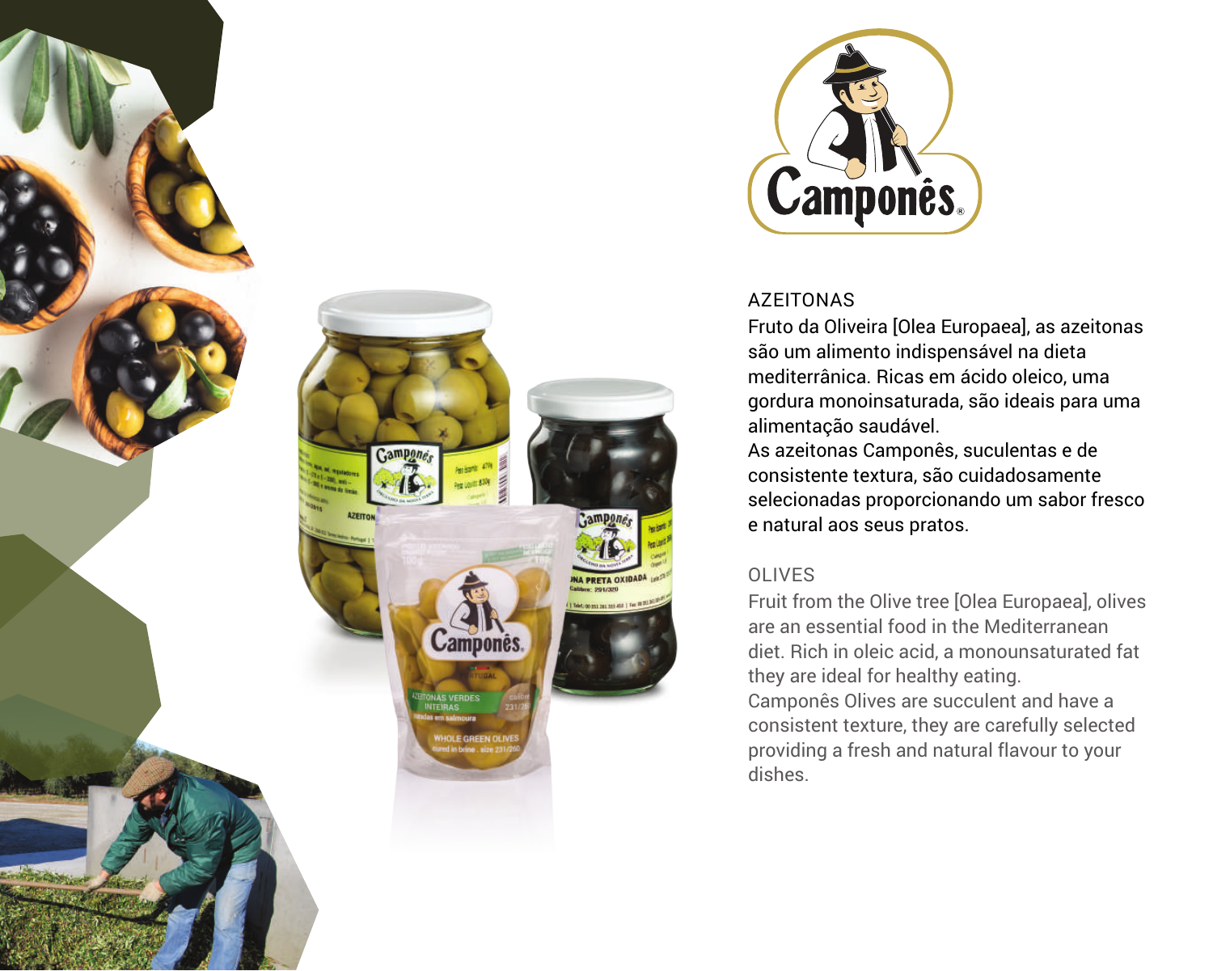## AZEITONAS

Fruto da Oliveira [Olea Europaea], as azeitonas são um alimento indispensável na dieta mediterrânica. Ricas em ácido oleico, uma gordura monoinsaturada, são ideais para uma alimentação saudável.
As azeitonas Camponês, suculentas e de consistente textura, são cuidadosamente selecionadas proporcionando um sabor fresco e natural aos seus pratos.

## OLIVES

Fruit from the Olive tree [Olea Europaea], olives are an essential food in the Mediterranean diet. Rich in oleic acid, a monounsaturated fat they are ideal for healthy eating.
Camponês Olives are succulent and have a consistent texture, they are carefully selected providing a fresh and natural flavour to your dishes.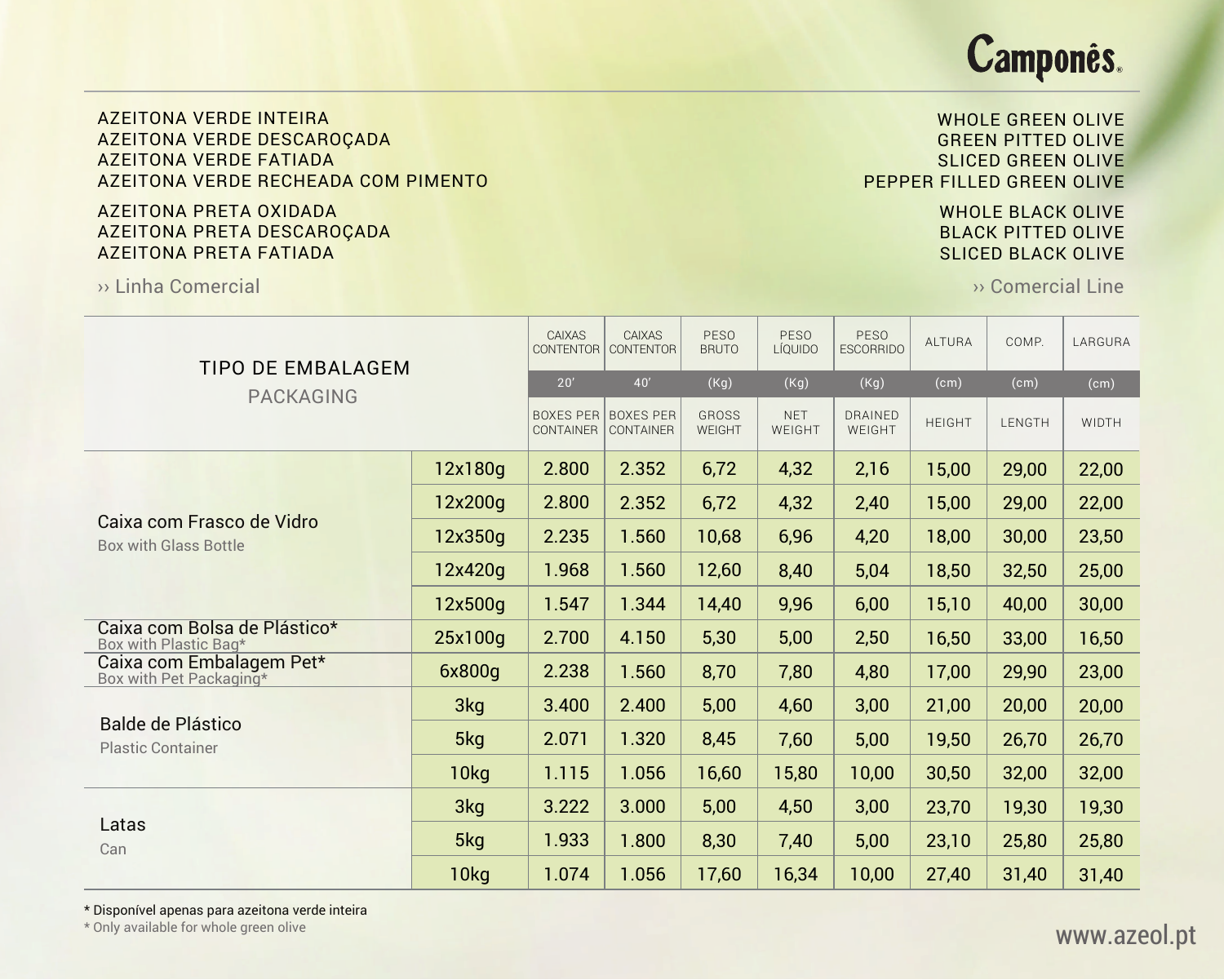Camponês

AZEITONA VERDE INTEIRA
AZEITONA VERDE DESCAROÇADA
AZEITONA VERDE FATIADA
AZEITONA VERDE RECHEADA COM PIMENTO

AZEITONA PRETA OXIDADA
AZEITONA PRETA DESCAROÇADA
AZEITONA PRETA FATIADA

›› Linha Comercial

WHOLE GREEN OLIVE
GREEN PITTED OLIVE
SLICED GREEN OLIVE
PEPPER FILLED GREEN OLIVE

WHOLE BLACK OLIVE
BLACK PITTED OLIVE
SLICED BLACK OLIVE

›› Comercial Line

| TIPO DE EMBALAGEM / PACKAGING | | CAIXAS CONTENTOR 20' BOXES PER CONTAINER | CAIXAS CONTENTOR 40' BOXES PER CONTAINER | PESO BRUTO (Kg) GROSS WEIGHT | PESO LÍQUIDO (Kg) NET WEIGHT | PESO ESCORRIDO (Kg) DRAINED WEIGHT | ALTURA (cm) HEIGHT | COMP. (cm) LENGTH | LARGURA (cm) WIDTH |
|---|---|---|---|---|---|---|---|---|---|
| Caixa com Frasco de Vidro / Box with Glass Bottle | 12x180g | 2.800 | 2.352 | 6,72 | 4,32 | 2,16 | 15,00 | 29,00 | 22,00 |
| | 12x200g | 2.800 | 2.352 | 6,72 | 4,32 | 2,40 | 15,00 | 29,00 | 22,00 |
| | 12x350g | 2.235 | 1.560 | 10,68 | 6,96 | 4,20 | 18,00 | 30,00 | 23,50 |
| | 12x420g | 1.968 | 1.560 | 12,60 | 8,40 | 5,04 | 18,50 | 32,50 | 25,00 |
| | 12x500g | 1.547 | 1.344 | 14,40 | 9,96 | 6,00 | 15,10 | 40,00 | 30,00 |
| Caixa com Bolsa de Plástico* / Box with Plastic Bag* | 25x100g | 2.700 | 4.150 | 5,30 | 5,00 | 2,50 | 16,50 | 33,00 | 16,50 |
| Caixa com Embalagem Pet* / Box with Pet Packaging* | 6x800g | 2.238 | 1.560 | 8,70 | 7,80 | 4,80 | 17,00 | 29,90 | 23,00 |
| Balde de Plástico / Plastic Container | 3kg | 3.400 | 2.400 | 5,00 | 4,60 | 3,00 | 21,00 | 20,00 | 20,00 |
| | 5kg | 2.071 | 1.320 | 8,45 | 7,60 | 5,00 | 19,50 | 26,70 | 26,70 |
| | 10kg | 1.115 | 1.056 | 16,60 | 15,80 | 10,00 | 30,50 | 32,00 | 32,00 |
| Latas / Can | 3kg | 3.222 | 3.000 | 5,00 | 4,50 | 3,00 | 23,70 | 19,30 | 19,30 |
| | 5kg | 1.933 | 1.800 | 8,30 | 7,40 | 5,00 | 23,10 | 25,80 | 25,80 |
| | 10kg | 1.074 | 1.056 | 17,60 | 16,34 | 10,00 | 27,40 | 31,40 | 31,40 |

* Disponível apenas para azeitona verde inteira
* Only available for whole green olive

www.azeol.pt